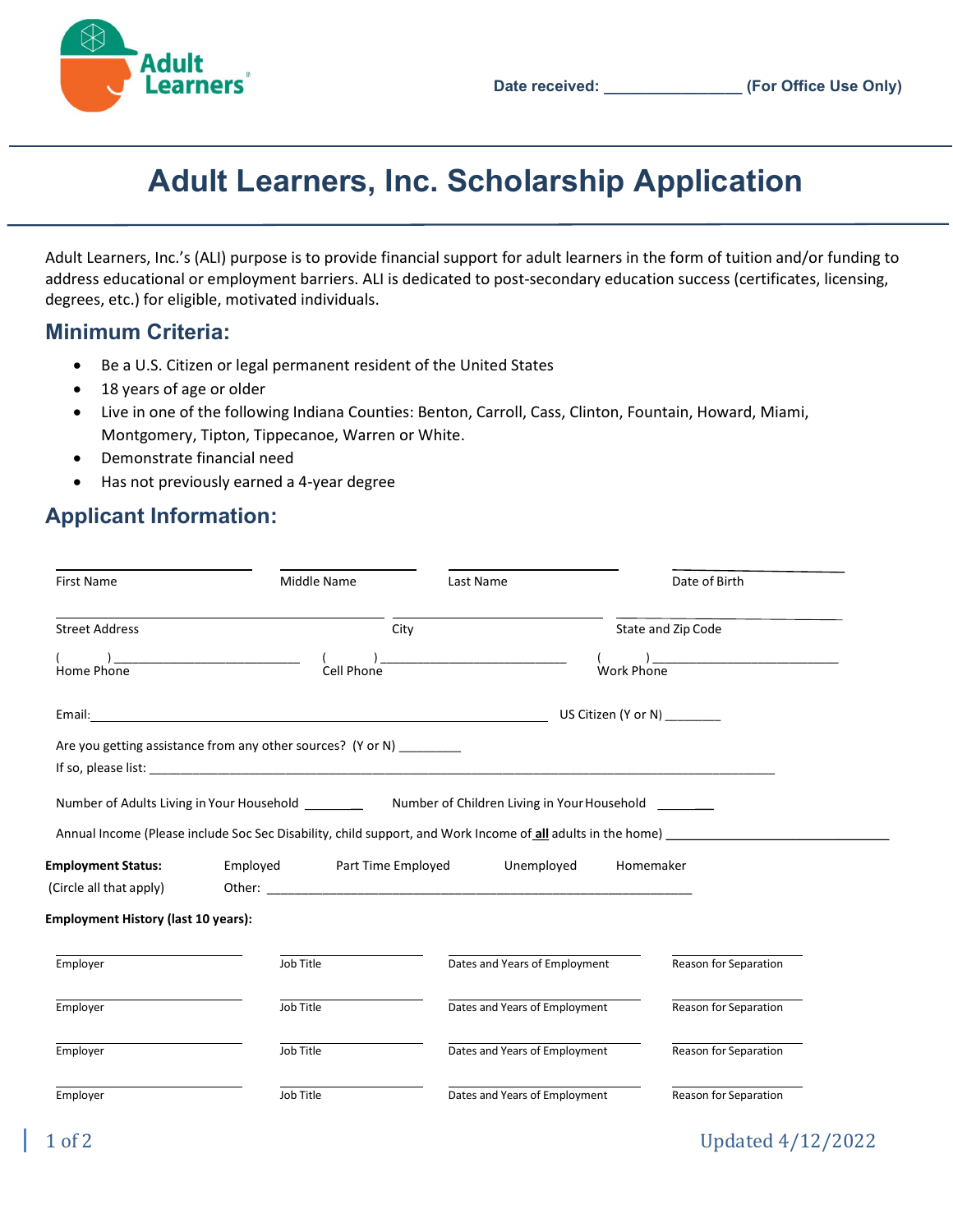Date received: _______________ (For Office Use Only)

# Adult Learners, Inc. Scholarship Application

Adult Learners, Inc.'s (ALI) purpose is to provide financial support for adult learners in the form of tuition and/or funding to address educational or employment barriers. ALI is dedicated to post-secondary education success (certificates, licensing, degrees, etc.) for eligible, motivated individuals.

## Minimum Criteria:

- Be a U.S. Citizen or legal permanent resident of the United States
- 18 years of age or older
- Live in one of the following Indiana Counties: Benton, Carroll, Cass, Clinton, Fountain, Howard, Miami, Montgomery, Tipton, Tippecanoe, Warren or White.
- Demonstrate financial need
- Has not previously earned a 4-year degree

## Applicant Information:

| First Name | Middle Name | Last Name | Date of Birth |
|---|---|---|---|
| | | | |

| Street Address | City | State and Zip Code |
|---|---|---|
| | | |

| Home Phone | Cell Phone | Work Phone |
|---|---|---|
| ( ) ______________ | ( ) ______________ | ( ) ______________ |

Email: ____________________________________________ US Citizen (Y or N) ________

Are you getting assistance from any other sources? (Y or N) _________

If so, please list: ____________________________________________________________

Number of Adults Living in Your Household ________ Number of Children Living in Your Household ________

Annual Income (Please include Soc Sec Disability, child support, and Work Income of **all** adults in the home) ______________________________

**Employment Status:** (Circle all that apply)

Employed    Part Time Employed    Unemployed    Homemaker

Other: ____________________________________________________________

**Employment History (last 10 years):**

| Employer | Job Title | Dates and Years of Employment | Reason for Separation |
|---|---|---|---|
| | | | |
| | | | |
| | | | |
| | | | |

Updated 4/12/2022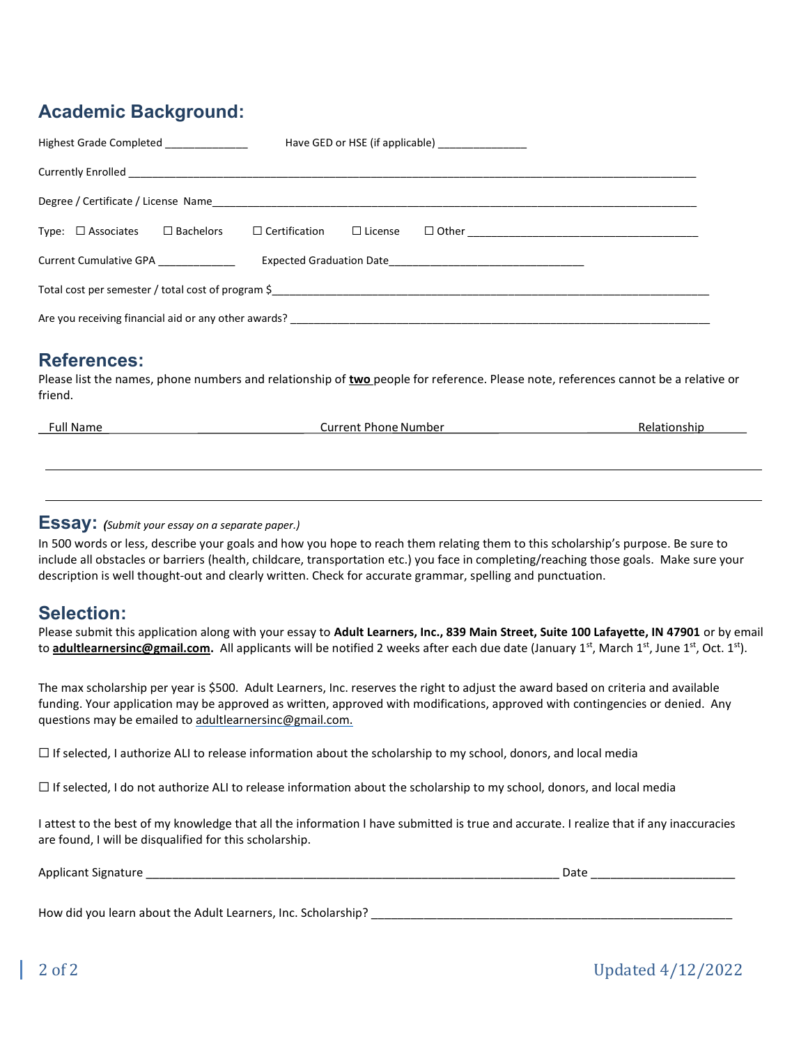## Academic Background:

Highest Grade Completed ______________ Have GED or HSE (if applicable) _______________

Currently Enrolled ___________________________________________________________________________________________

Degree / Certificate / License Name_____________________________________________________________________________

Type: ☐ Associates ☐ Bachelors ☐ Certification ☐ License ☐ Other ______________________________________

Current Cumulative GPA _____________ Expected Graduation Date________________________________

Total cost per semester / total cost of program $_______________________________________________________________________

Are you receiving financial aid or any other awards? ______________________________________________________________________

## References:

Please list the names, phone numbers and relationship of **two** people for reference. Please note, references cannot be a relative or friend.

| Full Name | Current Phone Number | Relationship |
|---|---|---|
| | | |
| | | |

## Essay: *(Submit your essay on a separate paper.)*

In 500 words or less, describe your goals and how you hope to reach them relating them to this scholarship's purpose. Be sure to include all obstacles or barriers (health, childcare, transportation etc.) you face in completing/reaching those goals. Make sure your description is well thought-out and clearly written. Check for accurate grammar, spelling and punctuation.

## Selection:

Please submit this application along with your essay to **Adult Learners, Inc., 839 Main Street, Suite 100 Lafayette, IN 47901** or by email to **adultlearnersinc@gmail.com.** All applicants will be notified 2 weeks after each due date (January 1st, March 1st, June 1st, Oct. 1st).

The max scholarship per year is $500. Adult Learners, Inc. reserves the right to adjust the award based on criteria and available funding. Your application may be approved as written, approved with modifications, approved with contingencies or denied. Any questions may be emailed to adultlearnersinc@gmail.com.

☐ If selected, I authorize ALI to release information about the scholarship to my school, donors, and local media

☐ If selected, I do not authorize ALI to release information about the scholarship to my school, donors, and local media

I attest to the best of my knowledge that all the information I have submitted is true and accurate. I realize that if any inaccuracies are found, I will be disqualified for this scholarship.

Applicant Signature _______________________________________________________________ Date ______________________

How did you learn about the Adult Learners, Inc. Scholarship? _________________________________________________________

Updated 4/12/2022